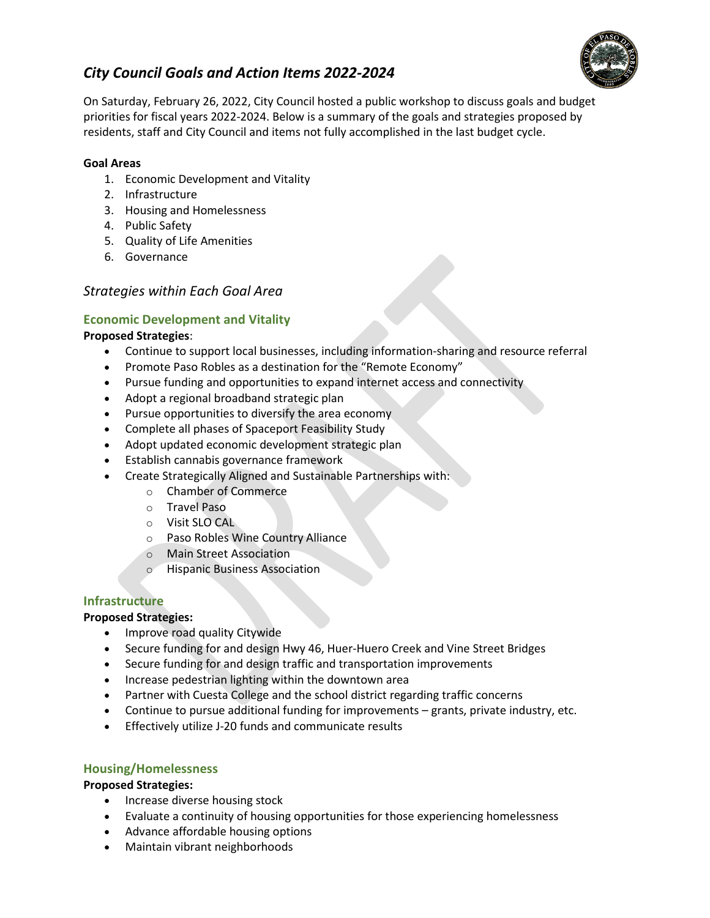# *City Council Goals and Action Items 2022-2024*

On Saturday, February 26, 2022, City Council hosted a public workshop to discuss goals and budget priorities for fiscal years 2022-2024. Below is a summary of the goals and strategies proposed by residents, staff and City Council and items not fully accomplished in the last budget cycle.

**Goal Areas**

1. Economic Development and Vitality
2. Infrastructure
3. Housing and Homelessness
4. Public Safety
5. Quality of Life Amenities
6. Governance

## *Strategies within Each Goal Area*

### Economic Development and Vitality

**Proposed Strategies**:

- Continue to support local businesses, including information-sharing and resource referral
- Promote Paso Robles as a destination for the "Remote Economy"
- Pursue funding and opportunities to expand internet access and connectivity
- Adopt a regional broadband strategic plan
- Pursue opportunities to diversify the area economy
- Complete all phases of Spaceport Feasibility Study
- Adopt updated economic development strategic plan
- Establish cannabis governance framework
- Create Strategically Aligned and Sustainable Partnerships with:
  - Chamber of Commerce
  - Travel Paso
  - Visit SLO CAL
  - Paso Robles Wine Country Alliance
  - Main Street Association
  - Hispanic Business Association

### Infrastructure

**Proposed Strategies:**

- Improve road quality Citywide
- Secure funding for and design Hwy 46, Huer-Huero Creek and Vine Street Bridges
- Secure funding for and design traffic and transportation improvements
- Increase pedestrian lighting within the downtown area
- Partner with Cuesta College and the school district regarding traffic concerns
- Continue to pursue additional funding for improvements – grants, private industry, etc.
- Effectively utilize J-20 funds and communicate results

### Housing/Homelessness

**Proposed Strategies:**

- Increase diverse housing stock
- Evaluate a continuity of housing opportunities for those experiencing homelessness
- Advance affordable housing options
- Maintain vibrant neighborhoods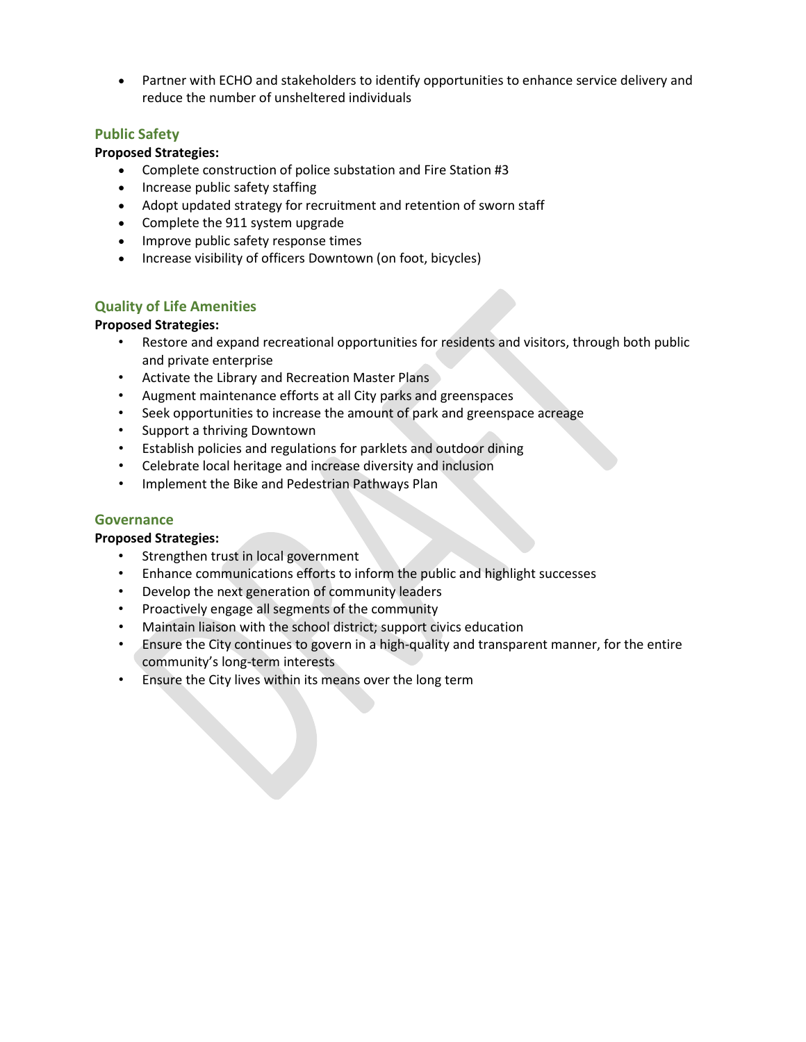- Partner with ECHO and stakeholders to identify opportunities to enhance service delivery and reduce the number of unsheltered individuals

## Public Safety

**Proposed Strategies:**

- Complete construction of police substation and Fire Station #3
- Increase public safety staffing
- Adopt updated strategy for recruitment and retention of sworn staff
- Complete the 911 system upgrade
- Improve public safety response times
- Increase visibility of officers Downtown (on foot, bicycles)

## Quality of Life Amenities

**Proposed Strategies:**

- Restore and expand recreational opportunities for residents and visitors, through both public and private enterprise
- Activate the Library and Recreation Master Plans
- Augment maintenance efforts at all City parks and greenspaces
- Seek opportunities to increase the amount of park and greenspace acreage
- Support a thriving Downtown
- Establish policies and regulations for parklets and outdoor dining
- Celebrate local heritage and increase diversity and inclusion
- Implement the Bike and Pedestrian Pathways Plan

## Governance

**Proposed Strategies:**

- Strengthen trust in local government
- Enhance communications efforts to inform the public and highlight successes
- Develop the next generation of community leaders
- Proactively engage all segments of the community
- Maintain liaison with the school district; support civics education
- Ensure the City continues to govern in a high-quality and transparent manner, for the entire community's long-term interests
- Ensure the City lives within its means over the long term